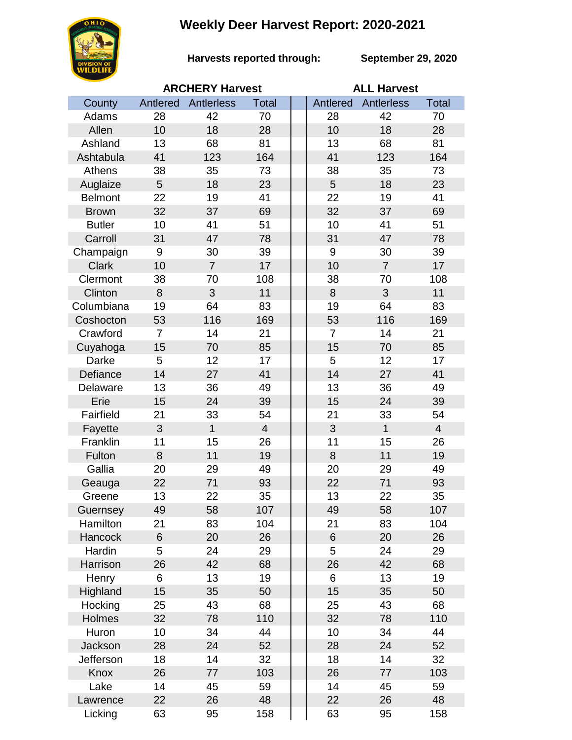# Weekly Deer Harvest Report: 2020-2021

**Harvests reported through:** **September 29, 2020**

| County | ARCHERY Harvest | | | ALL Harvest | | |
|---|---|---|---|---|---|---|
| | Antlered | Antlerless | Total | Antlered | Antlerless | Total |
| Adams | 28 | 42 | 70 | 28 | 42 | 70 |
| Allen | 10 | 18 | 28 | 10 | 18 | 28 |
| Ashland | 13 | 68 | 81 | 13 | 68 | 81 |
| Ashtabula | 41 | 123 | 164 | 41 | 123 | 164 |
| Athens | 38 | 35 | 73 | 38 | 35 | 73 |
| Auglaize | 5 | 18 | 23 | 5 | 18 | 23 |
| Belmont | 22 | 19 | 41 | 22 | 19 | 41 |
| Brown | 32 | 37 | 69 | 32 | 37 | 69 |
| Butler | 10 | 41 | 51 | 10 | 41 | 51 |
| Carroll | 31 | 47 | 78 | 31 | 47 | 78 |
| Champaign | 9 | 30 | 39 | 9 | 30 | 39 |
| Clark | 10 | 7 | 17 | 10 | 7 | 17 |
| Clermont | 38 | 70 | 108 | 38 | 70 | 108 |
| Clinton | 8 | 3 | 11 | 8 | 3 | 11 |
| Columbiana | 19 | 64 | 83 | 19 | 64 | 83 |
| Coshocton | 53 | 116 | 169 | 53 | 116 | 169 |
| Crawford | 7 | 14 | 21 | 7 | 14 | 21 |
| Cuyahoga | 15 | 70 | 85 | 15 | 70 | 85 |
| Darke | 5 | 12 | 17 | 5 | 12 | 17 |
| Defiance | 14 | 27 | 41 | 14 | 27 | 41 |
| Delaware | 13 | 36 | 49 | 13 | 36 | 49 |
| Erie | 15 | 24 | 39 | 15 | 24 | 39 |
| Fairfield | 21 | 33 | 54 | 21 | 33 | 54 |
| Fayette | 3 | 1 | 4 | 3 | 1 | 4 |
| Franklin | 11 | 15 | 26 | 11 | 15 | 26 |
| Fulton | 8 | 11 | 19 | 8 | 11 | 19 |
| Gallia | 20 | 29 | 49 | 20 | 29 | 49 |
| Geauga | 22 | 71 | 93 | 22 | 71 | 93 |
| Greene | 13 | 22 | 35 | 13 | 22 | 35 |
| Guernsey | 49 | 58 | 107 | 49 | 58 | 107 |
| Hamilton | 21 | 83 | 104 | 21 | 83 | 104 |
| Hancock | 6 | 20 | 26 | 6 | 20 | 26 |
| Hardin | 5 | 24 | 29 | 5 | 24 | 29 |
| Harrison | 26 | 42 | 68 | 26 | 42 | 68 |
| Henry | 6 | 13 | 19 | 6 | 13 | 19 |
| Highland | 15 | 35 | 50 | 15 | 35 | 50 |
| Hocking | 25 | 43 | 68 | 25 | 43 | 68 |
| Holmes | 32 | 78 | 110 | 32 | 78 | 110 |
| Huron | 10 | 34 | 44 | 10 | 34 | 44 |
| Jackson | 28 | 24 | 52 | 28 | 24 | 52 |
| Jefferson | 18 | 14 | 32 | 18 | 14 | 32 |
| Knox | 26 | 77 | 103 | 26 | 77 | 103 |
| Lake | 14 | 45 | 59 | 14 | 45 | 59 |
| Lawrence | 22 | 26 | 48 | 22 | 26 | 48 |
| Licking | 63 | 95 | 158 | 63 | 95 | 158 |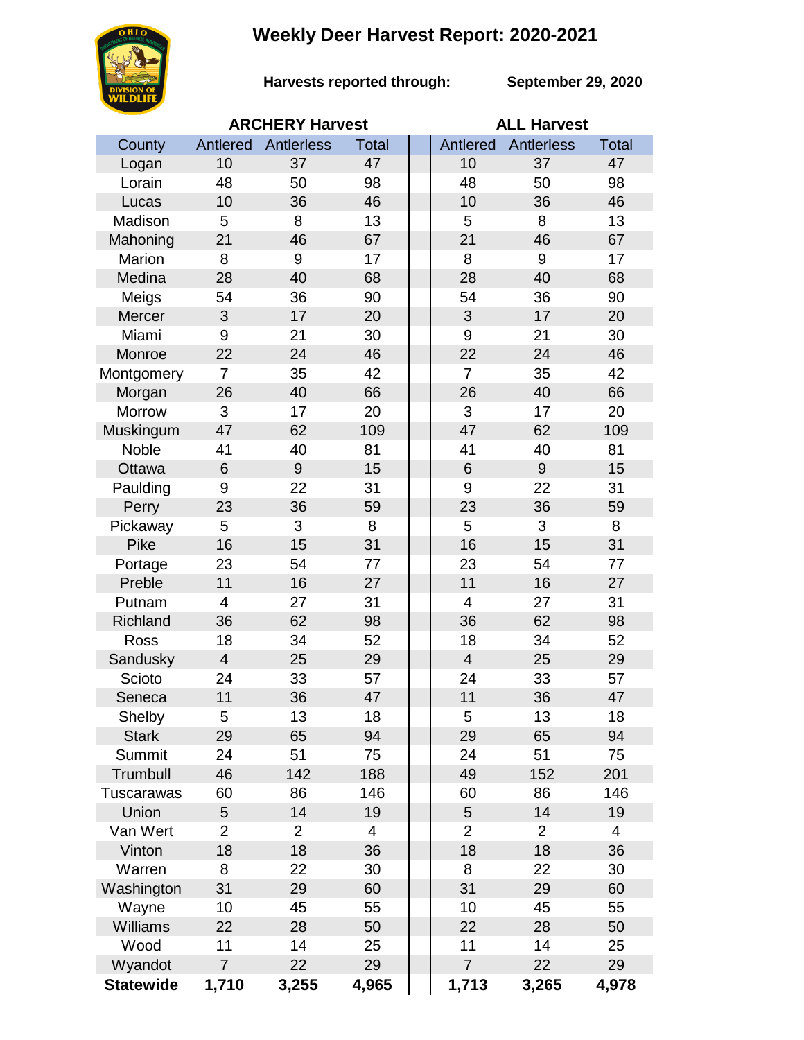# Weekly Deer Harvest Report: 2020-2021

**Harvests reported through:** **September 29, 2020**

| | ARCHERY Harvest | | | ALL Harvest | | |
|---|---|---|---|---|---|---|
| County | Antlered | Antlerless | Total | Antlered | Antlerless | Total |
| Logan | 10 | 37 | 47 | 10 | 37 | 47 |
| Lorain | 48 | 50 | 98 | 48 | 50 | 98 |
| Lucas | 10 | 36 | 46 | 10 | 36 | 46 |
| Madison | 5 | 8 | 13 | 5 | 8 | 13 |
| Mahoning | 21 | 46 | 67 | 21 | 46 | 67 |
| Marion | 8 | 9 | 17 | 8 | 9 | 17 |
| Medina | 28 | 40 | 68 | 28 | 40 | 68 |
| Meigs | 54 | 36 | 90 | 54 | 36 | 90 |
| Mercer | 3 | 17 | 20 | 3 | 17 | 20 |
| Miami | 9 | 21 | 30 | 9 | 21 | 30 |
| Monroe | 22 | 24 | 46 | 22 | 24 | 46 |
| Montgomery | 7 | 35 | 42 | 7 | 35 | 42 |
| Morgan | 26 | 40 | 66 | 26 | 40 | 66 |
| Morrow | 3 | 17 | 20 | 3 | 17 | 20 |
| Muskingum | 47 | 62 | 109 | 47 | 62 | 109 |
| Noble | 41 | 40 | 81 | 41 | 40 | 81 |
| Ottawa | 6 | 9 | 15 | 6 | 9 | 15 |
| Paulding | 9 | 22 | 31 | 9 | 22 | 31 |
| Perry | 23 | 36 | 59 | 23 | 36 | 59 |
| Pickaway | 5 | 3 | 8 | 5 | 3 | 8 |
| Pike | 16 | 15 | 31 | 16 | 15 | 31 |
| Portage | 23 | 54 | 77 | 23 | 54 | 77 |
| Preble | 11 | 16 | 27 | 11 | 16 | 27 |
| Putnam | 4 | 27 | 31 | 4 | 27 | 31 |
| Richland | 36 | 62 | 98 | 36 | 62 | 98 |
| Ross | 18 | 34 | 52 | 18 | 34 | 52 |
| Sandusky | 4 | 25 | 29 | 4 | 25 | 29 |
| Scioto | 24 | 33 | 57 | 24 | 33 | 57 |
| Seneca | 11 | 36 | 47 | 11 | 36 | 47 |
| Shelby | 5 | 13 | 18 | 5 | 13 | 18 |
| Stark | 29 | 65 | 94 | 29 | 65 | 94 |
| Summit | 24 | 51 | 75 | 24 | 51 | 75 |
| Trumbull | 46 | 142 | 188 | 49 | 152 | 201 |
| Tuscarawas | 60 | 86 | 146 | 60 | 86 | 146 |
| Union | 5 | 14 | 19 | 5 | 14 | 19 |
| Van Wert | 2 | 2 | 4 | 2 | 2 | 4 |
| Vinton | 18 | 18 | 36 | 18 | 18 | 36 |
| Warren | 8 | 22 | 30 | 8 | 22 | 30 |
| Washington | 31 | 29 | 60 | 31 | 29 | 60 |
| Wayne | 10 | 45 | 55 | 10 | 45 | 55 |
| Williams | 22 | 28 | 50 | 22 | 28 | 50 |
| Wood | 11 | 14 | 25 | 11 | 14 | 25 |
| Wyandot | 7 | 22 | 29 | 7 | 22 | 29 |
| **Statewide** | **1,710** | **3,255** | **4,965** | **1,713** | **3,265** | **4,978** |